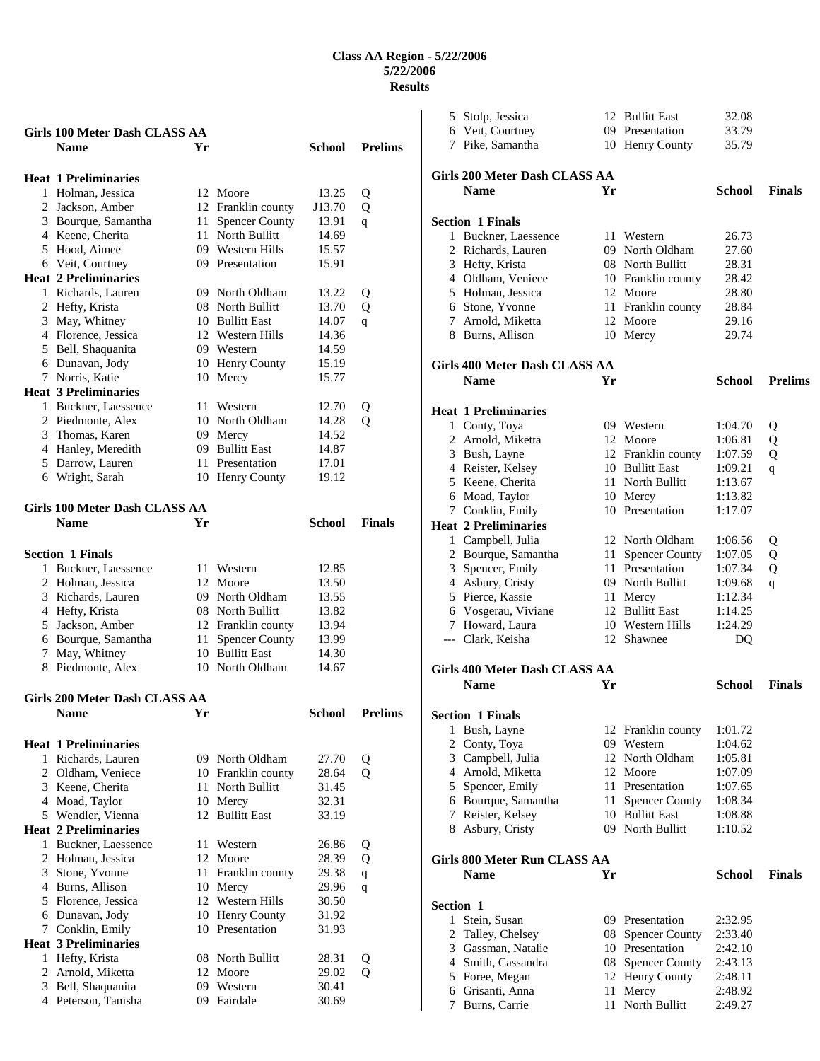# Class AA Region - 5/22/2006
## 5/22/2006
## Results

### Girls 100 Meter Dash CLASS AA

| | Name | Yr | School | Prelims | |
|---|---|---|---|---|---|
| **Heat 1 Preliminaries** | | | | | |
| 1 | Holman, Jessica | 12 | Moore | 13.25 | Q |
| 2 | Jackson, Amber | 12 | Franklin county | J13.70 | Q |
| 3 | Bourque, Samantha | 11 | Spencer County | 13.91 | q |
| 4 | Keene, Cherita | 11 | North Bullitt | 14.69 | |
| 5 | Hood, Aimee | 09 | Western Hills | 15.57 | |
| 6 | Veit, Courtney | 09 | Presentation | 15.91 | |
| **Heat 2 Preliminaries** | | | | | |
| 1 | Richards, Lauren | 09 | North Oldham | 13.22 | Q |
| 2 | Hefty, Krista | 08 | North Bullitt | 13.70 | Q |
| 3 | May, Whitney | 10 | Bullitt East | 14.07 | q |
| 4 | Florence, Jessica | 12 | Western Hills | 14.36 | |
| 5 | Bell, Shaquanita | 09 | Western | 14.59 | |
| 6 | Dunavan, Jody | 10 | Henry County | 15.19 | |
| 7 | Norris, Katie | 10 | Mercy | 15.77 | |
| **Heat 3 Preliminaries** | | | | | |
| 1 | Buckner, Laessence | 11 | Western | 12.70 | Q |
| 2 | Piedmonte, Alex | 10 | North Oldham | 14.28 | Q |
| 3 | Thomas, Karen | 09 | Mercy | 14.52 | |
| 4 | Hanley, Meredith | 09 | Bullitt East | 14.87 | |
| 5 | Darrow, Lauren | 11 | Presentation | 17.01 | |
| 6 | Wright, Sarah | 10 | Henry County | 19.12 | |

### Girls 100 Meter Dash CLASS AA

| | Name | Yr | School | Finals |
|---|---|---|---|---|
| **Section 1 Finals** | | | | |
| 1 | Buckner, Laessence | 11 | Western | 12.85 |
| 2 | Holman, Jessica | 12 | Moore | 13.50 |
| 3 | Richards, Lauren | 09 | North Oldham | 13.55 |
| 4 | Hefty, Krista | 08 | North Bullitt | 13.82 |
| 5 | Jackson, Amber | 12 | Franklin county | 13.94 |
| 6 | Bourque, Samantha | 11 | Spencer County | 13.99 |
| 7 | May, Whitney | 10 | Bullitt East | 14.30 |
| 8 | Piedmonte, Alex | 10 | North Oldham | 14.67 |

### Girls 200 Meter Dash CLASS AA

| | Name | Yr | School | Prelims | |
|---|---|---|---|---|---|
| **Heat 1 Preliminaries** | | | | | |
| 1 | Richards, Lauren | 09 | North Oldham | 27.70 | Q |
| 2 | Oldham, Veniece | 10 | Franklin county | 28.64 | Q |
| 3 | Keene, Cherita | 11 | North Bullitt | 31.45 | |
| 4 | Moad, Taylor | 10 | Mercy | 32.31 | |
| 5 | Wendler, Vienna | 12 | Bullitt East | 33.19 | |
| **Heat 2 Preliminaries** | | | | | |
| 1 | Buckner, Laessence | 11 | Western | 26.86 | Q |
| 2 | Holman, Jessica | 12 | Moore | 28.39 | Q |
| 3 | Stone, Yvonne | 11 | Franklin county | 29.38 | q |
| 4 | Burns, Allison | 10 | Mercy | 29.96 | q |
| 5 | Florence, Jessica | 12 | Western Hills | 30.50 | |
| 6 | Dunavan, Jody | 10 | Henry County | 31.92 | |
| 7 | Conklin, Emily | 10 | Presentation | 31.93 | |
| **Heat 3 Preliminaries** | | | | | |
| 1 | Hefty, Krista | 08 | North Bullitt | 28.31 | Q |
| 2 | Arnold, Miketta | 12 | Moore | 29.02 | Q |
| 3 | Bell, Shaquanita | 09 | Western | 30.41 | |
| 4 | Peterson, Tanisha | 09 | Fairdale | 30.69 | |
| 5 | Stolp, Jessica | 12 | Bullitt East | 32.08 | |
| 6 | Veit, Courtney | 09 | Presentation | 33.79 | |
| 7 | Pike, Samantha | 10 | Henry County | 35.79 | |

### Girls 200 Meter Dash CLASS AA

| | Name | Yr | School | Finals |
|---|---|---|---|---|
| **Section 1 Finals** | | | | |
| 1 | Buckner, Laessence | 11 | Western | 26.73 |
| 2 | Richards, Lauren | 09 | North Oldham | 27.60 |
| 3 | Hefty, Krista | 08 | North Bullitt | 28.31 |
| 4 | Oldham, Veniece | 10 | Franklin county | 28.42 |
| 5 | Holman, Jessica | 12 | Moore | 28.80 |
| 6 | Stone, Yvonne | 11 | Franklin county | 28.84 |
| 7 | Arnold, Miketta | 12 | Moore | 29.16 |
| 8 | Burns, Allison | 10 | Mercy | 29.74 |

### Girls 400 Meter Dash CLASS AA

| | Name | Yr | School | Prelims | |
|---|---|---|---|---|---|
| **Heat 1 Preliminaries** | | | | | |
| 1 | Conty, Toya | 09 | Western | 1:04.70 | Q |
| 2 | Arnold, Miketta | 12 | Moore | 1:06.81 | Q |
| 3 | Bush, Layne | 12 | Franklin county | 1:07.59 | Q |
| 4 | Reister, Kelsey | 10 | Bullitt East | 1:09.21 | q |
| 5 | Keene, Cherita | 11 | North Bullitt | 1:13.67 | |
| 6 | Moad, Taylor | 10 | Mercy | 1:13.82 | |
| 7 | Conklin, Emily | 10 | Presentation | 1:17.07 | |
| **Heat 2 Preliminaries** | | | | | |
| 1 | Campbell, Julia | 12 | North Oldham | 1:06.56 | Q |
| 2 | Bourque, Samantha | 11 | Spencer County | 1:07.05 | Q |
| 3 | Spencer, Emily | 11 | Presentation | 1:07.34 | Q |
| 4 | Asbury, Cristy | 09 | North Bullitt | 1:09.68 | q |
| 5 | Pierce, Kassie | 11 | Mercy | 1:12.34 | |
| 6 | Vosgerau, Viviane | 12 | Bullitt East | 1:14.25 | |
| 7 | Howard, Laura | 10 | Western Hills | 1:24.29 | |
| --- | Clark, Keisha | 12 | Shawnee | DQ | |

### Girls 400 Meter Dash CLASS AA

| | Name | Yr | School | Finals |
|---|---|---|---|---|
| **Section 1 Finals** | | | | |
| 1 | Bush, Layne | 12 | Franklin county | 1:01.72 |
| 2 | Conty, Toya | 09 | Western | 1:04.62 |
| 3 | Campbell, Julia | 12 | North Oldham | 1:05.81 |
| 4 | Arnold, Miketta | 12 | Moore | 1:07.09 |
| 5 | Spencer, Emily | 11 | Presentation | 1:07.65 |
| 6 | Bourque, Samantha | 11 | Spencer County | 1:08.34 |
| 7 | Reister, Kelsey | 10 | Bullitt East | 1:08.88 |
| 8 | Asbury, Cristy | 09 | North Bullitt | 1:10.52 |

### Girls 800 Meter Run CLASS AA

| | Name | Yr | School | Finals |
|---|---|---|---|---|
| **Section 1** | | | | |
| 1 | Stein, Susan | 09 | Presentation | 2:32.95 |
| 2 | Talley, Chelsey | 08 | Spencer County | 2:33.40 |
| 3 | Gassman, Natalie | 10 | Presentation | 2:42.10 |
| 4 | Smith, Cassandra | 08 | Spencer County | 2:43.13 |
| 5 | Foree, Megan | 12 | Henry County | 2:48.11 |
| 6 | Grisanti, Anna | 11 | Mercy | 2:48.92 |
| 7 | Burns, Carrie | 11 | North Bullitt | 2:49.27 |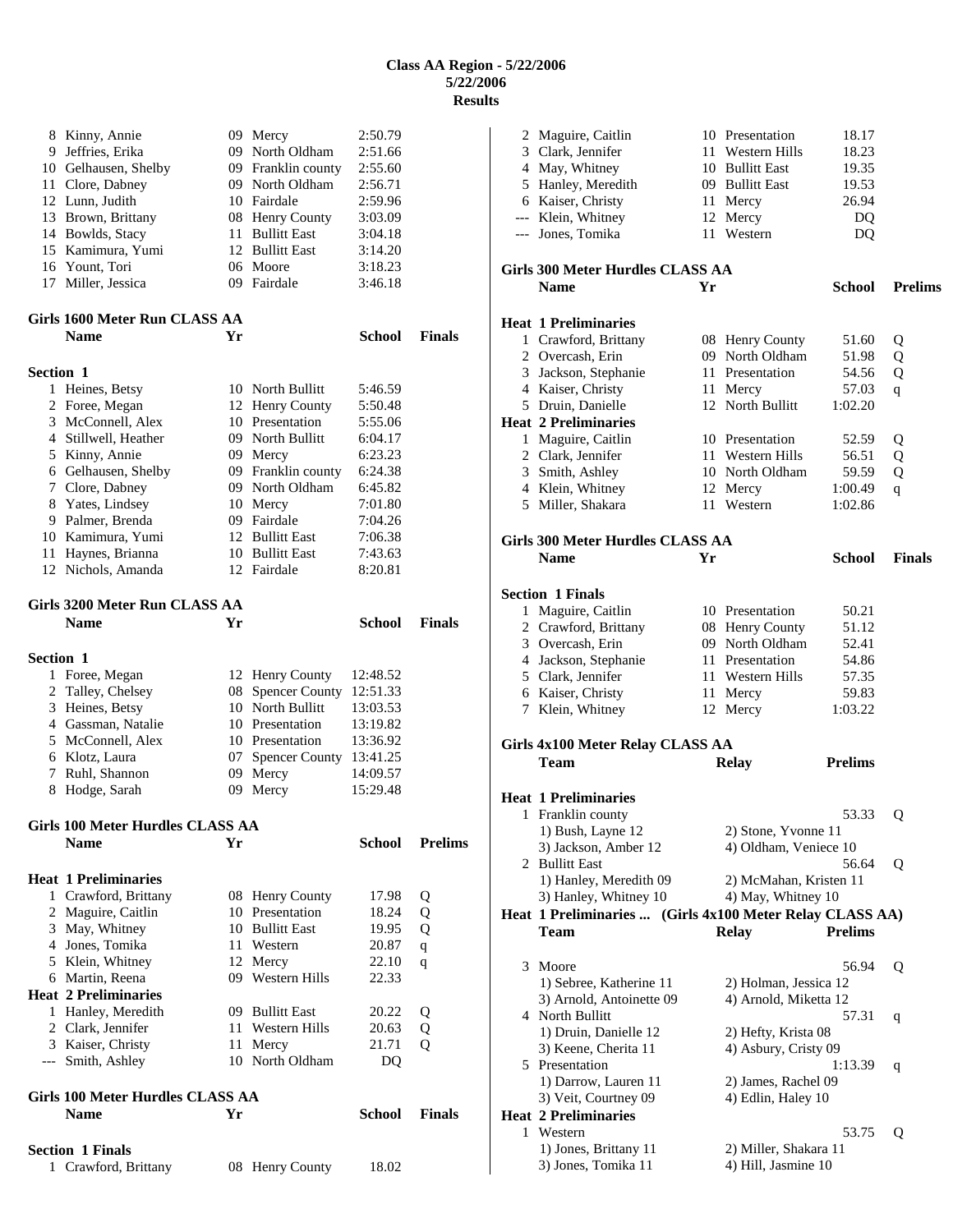# Class AA Region - 5/22/2006
## 5/22/2006
## Results

| Place | Name | Yr | School | Finals |
|---|---|---|---|---|
| 8 | Kinny, Annie | 09 | Mercy | 2:50.79 |
| 9 | Jeffries, Erika | 09 | North Oldham | 2:51.66 |
| 10 | Gelhausen, Shelby | 09 | Franklin county | 2:55.60 |
| 11 | Clore, Dabney | 09 | North Oldham | 2:56.71 |
| 12 | Lunn, Judith | 10 | Fairdale | 2:59.96 |
| 13 | Brown, Brittany | 08 | Henry County | 3:03.09 |
| 14 | Bowlds, Stacy | 11 | Bullitt East | 3:04.18 |
| 15 | Kamimura, Yumi | 12 | Bullitt East | 3:14.20 |
| 16 | Yount, Tori | 06 | Moore | 3:18.23 |
| 17 | Miller, Jessica | 09 | Fairdale | 3:46.18 |

### Girls 1600 Meter Run CLASS AA

**Section 1**

| Place | Name | Yr | School | Finals |
|---|---|---|---|---|
| 1 | Heines, Betsy | 10 | North Bullitt | 5:46.59 |
| 2 | Foree, Megan | 12 | Henry County | 5:50.48 |
| 3 | McConnell, Alex | 10 | Presentation | 5:55.06 |
| 4 | Stillwell, Heather | 09 | North Bullitt | 6:04.17 |
| 5 | Kinny, Annie | 09 | Mercy | 6:23.23 |
| 6 | Gelhausen, Shelby | 09 | Franklin county | 6:24.38 |
| 7 | Clore, Dabney | 09 | North Oldham | 6:45.82 |
| 8 | Yates, Lindsey | 10 | Mercy | 7:01.80 |
| 9 | Palmer, Brenda | 09 | Fairdale | 7:04.26 |
| 10 | Kamimura, Yumi | 12 | Bullitt East | 7:06.38 |
| 11 | Haynes, Brianna | 10 | Bullitt East | 7:43.63 |
| 12 | Nichols, Amanda | 12 | Fairdale | 8:20.81 |

### Girls 3200 Meter Run CLASS AA

**Section 1**

| Place | Name | Yr | School | Finals |
|---|---|---|---|---|
| 1 | Foree, Megan | 12 | Henry County | 12:48.52 |
| 2 | Talley, Chelsey | 08 | Spencer County | 12:51.33 |
| 3 | Heines, Betsy | 10 | North Bullitt | 13:03.53 |
| 4 | Gassman, Natalie | 10 | Presentation | 13:19.82 |
| 5 | McConnell, Alex | 10 | Presentation | 13:36.92 |
| 6 | Klotz, Laura | 07 | Spencer County | 13:41.25 |
| 7 | Ruhl, Shannon | 09 | Mercy | 14:09.57 |
| 8 | Hodge, Sarah | 09 | Mercy | 15:29.48 |

### Girls 100 Meter Hurdles CLASS AA

**Heat 1 Preliminaries**

| Place | Name | Yr | School | Prelims | |
|---|---|---|---|---|---|
| 1 | Crawford, Brittany | 08 | Henry County | 17.98 | Q |
| 2 | Maguire, Caitlin | 10 | Presentation | 18.24 | Q |
| 3 | May, Whitney | 10 | Bullitt East | 19.95 | Q |
| 4 | Jones, Tomika | 11 | Western | 20.87 | q |
| 5 | Klein, Whitney | 12 | Mercy | 22.10 | q |
| 6 | Martin, Reena | 09 | Western Hills | 22.33 | |

**Heat 2 Preliminaries**

| Place | Name | Yr | School | Prelims | |
|---|---|---|---|---|---|
| 1 | Hanley, Meredith | 09 | Bullitt East | 20.22 | Q |
| 2 | Clark, Jennifer | 11 | Western Hills | 20.63 | Q |
| 3 | Kaiser, Christy | 11 | Mercy | 21.71 | Q |
| --- | Smith, Ashley | 10 | North Oldham | DQ | |

### Girls 100 Meter Hurdles CLASS AA

**Section 1 Finals**

| Place | Name | Yr | School | Finals |
|---|---|---|---|---|
| 1 | Crawford, Brittany | 08 | Henry County | 18.02 |
| 2 | Maguire, Caitlin | 10 | Presentation | 18.17 |
| 3 | Clark, Jennifer | 11 | Western Hills | 18.23 |
| 4 | May, Whitney | 10 | Bullitt East | 19.35 |
| 5 | Hanley, Meredith | 09 | Bullitt East | 19.53 |
| 6 | Kaiser, Christy | 11 | Mercy | 26.94 |
| --- | Klein, Whitney | 12 | Mercy | DQ |
| --- | Jones, Tomika | 11 | Western | DQ |

### Girls 300 Meter Hurdles CLASS AA

**Heat 1 Preliminaries**

| Place | Name | Yr | School | Prelims | |
|---|---|---|---|---|---|
| 1 | Crawford, Brittany | 08 | Henry County | 51.60 | Q |
| 2 | Overcash, Erin | 09 | North Oldham | 51.98 | Q |
| 3 | Jackson, Stephanie | 11 | Presentation | 54.56 | Q |
| 4 | Kaiser, Christy | 11 | Mercy | 57.03 | q |
| 5 | Druin, Danielle | 12 | North Bullitt | 1:02.20 | |

**Heat 2 Preliminaries**

| Place | Name | Yr | School | Prelims | |
|---|---|---|---|---|---|
| 1 | Maguire, Caitlin | 10 | Presentation | 52.59 | Q |
| 2 | Clark, Jennifer | 11 | Western Hills | 56.51 | Q |
| 3 | Smith, Ashley | 10 | North Oldham | 59.59 | Q |
| 4 | Klein, Whitney | 12 | Mercy | 1:00.49 | q |
| 5 | Miller, Shakara | 11 | Western | 1:02.86 | |

### Girls 300 Meter Hurdles CLASS AA

**Section 1 Finals**

| Place | Name | Yr | School | Finals |
|---|---|---|---|---|
| 1 | Maguire, Caitlin | 10 | Presentation | 50.21 |
| 2 | Crawford, Brittany | 08 | Henry County | 51.12 |
| 3 | Overcash, Erin | 09 | North Oldham | 52.41 |
| 4 | Jackson, Stephanie | 11 | Presentation | 54.86 |
| 5 | Clark, Jennifer | 11 | Western Hills | 57.35 |
| 6 | Kaiser, Christy | 11 | Mercy | 59.83 |
| 7 | Klein, Whitney | 12 | Mercy | 1:03.22 |

### Girls 4x100 Meter Relay CLASS AA

**Heat 1 Preliminaries**

| Place | Team | Relay | Prelims | |
|---|---|---|---|---|
| 1 | Franklin county | | 53.33 | Q |
| | 1) Bush, Layne 12 | 2) Stone, Yvonne 11 | | |
| | 3) Jackson, Amber 12 | 4) Oldham, Veniece 10 | | |
| 2 | Bullitt East | | 56.64 | Q |
| | 1) Hanley, Meredith 09 | 2) McMahan, Kristen 11 | | |
| | 3) Hanley, Whitney 10 | 4) May, Whitney 10 | | |
| 3 | Moore | | 56.94 | Q |
| | 1) Sebree, Katherine 11 | 2) Holman, Jessica 12 | | |
| | 3) Arnold, Antoinette 09 | 4) Arnold, Miketta 12 | | |
| 4 | North Bullitt | | 57.31 | q |
| | 1) Druin, Danielle 12 | 2) Hefty, Krista 08 | | |
| | 3) Keene, Cherita 11 | 4) Asbury, Cristy 09 | | |
| 5 | Presentation | | 1:13.39 | q |
| | 1) Darrow, Lauren 11 | 2) James, Rachel 09 | | |
| | 3) Veit, Courtney 09 | 4) Edlin, Haley 10 | | |

**Heat 2 Preliminaries**

| Place | Team | Relay | Prelims | |
|---|---|---|---|---|
| 1 | Western | | 53.75 | Q |
| | 1) Jones, Brittany 11 | 2) Miller, Shakara 11 | | |
| | 3) Jones, Tomika 11 | 4) Hill, Jasmine 10 | | |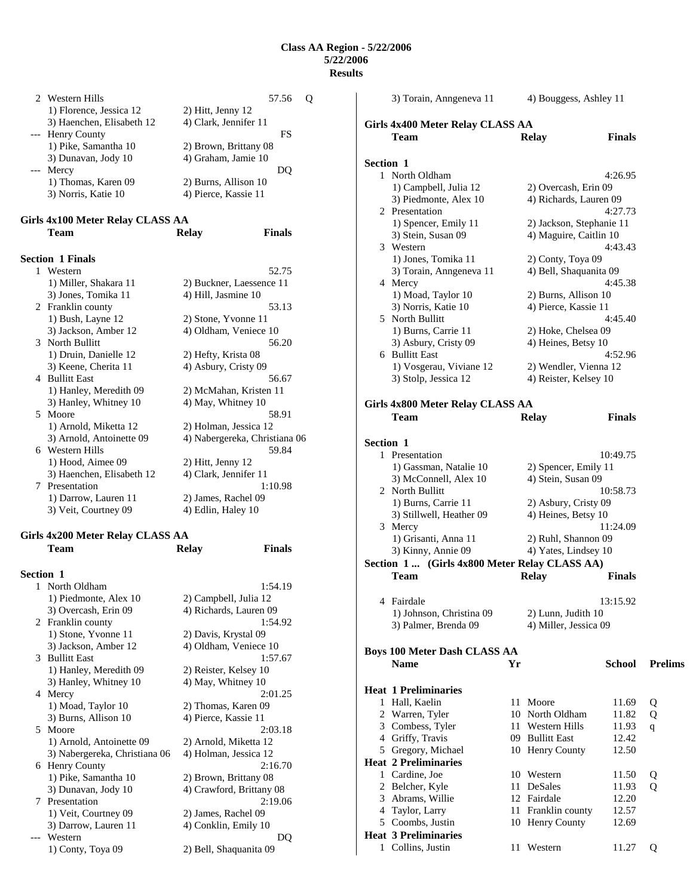# Class AA Region - 5/22/2006
## 5/22/2006
## Results

| | Team | Relay | Finals | |
|---|---|---|---|---|
| 2 | Western Hills | | 57.56 | Q |
| | 1) Florence, Jessica 12 | 2) Hitt, Jenny 12 | | |
| | 3) Haenchen, Elisabeth 12 | 4) Clark, Jennifer 11 | | |
| --- | Henry County | | FS | |
| | 1) Pike, Samantha 10 | 2) Brown, Brittany 08 | | |
| | 3) Dunavan, Jody 10 | 4) Graham, Jamie 10 | | |
| --- | Mercy | | DQ | |
| | 1) Thomas, Karen 09 | 2) Burns, Allison 10 | | |
| | 3) Norris, Katie 10 | 4) Pierce, Kassie 11 | | |

### Girls 4x100 Meter Relay CLASS AA

| | Team | Relay | Finals |
|---|---|---|---|
| **Section 1 Finals** | | | |
| 1 | Western | | 52.75 |
| | 1) Miller, Shakara 11 | 2) Buckner, Laessence 11 | |
| | 3) Jones, Tomika 11 | 4) Hill, Jasmine 10 | |
| 2 | Franklin county | | 53.13 |
| | 1) Bush, Layne 12 | 2) Stone, Yvonne 11 | |
| | 3) Jackson, Amber 12 | 4) Oldham, Veniece 10 | |
| 3 | North Bullitt | | 56.20 |
| | 1) Druin, Danielle 12 | 2) Hefty, Krista 08 | |
| | 3) Keene, Cherita 11 | 4) Asbury, Cristy 09 | |
| 4 | Bullitt East | | 56.67 |
| | 1) Hanley, Meredith 09 | 2) McMahan, Kristen 11 | |
| | 3) Hanley, Whitney 10 | 4) May, Whitney 10 | |
| 5 | Moore | | 58.91 |
| | 1) Arnold, Miketta 12 | 2) Holman, Jessica 12 | |
| | 3) Arnold, Antoinette 09 | 4) Nabergereka, Christiana 06 | |
| 6 | Western Hills | | 59.84 |
| | 1) Hood, Aimee 09 | 2) Hitt, Jenny 12 | |
| | 3) Haenchen, Elisabeth 12 | 4) Clark, Jennifer 11 | |
| 7 | Presentation | | 1:10.98 |
| | 1) Darrow, Lauren 11 | 2) James, Rachel 09 | |
| | 3) Veit, Courtney 09 | 4) Edlin, Haley 10 | |

### Girls 4x200 Meter Relay CLASS AA

| | Team | Relay | Finals |
|---|---|---|---|
| **Section 1** | | | |
| 1 | North Oldham | | 1:54.19 |
| | 1) Piedmonte, Alex 10 | 2) Campbell, Julia 12 | |
| | 3) Overcash, Erin 09 | 4) Richards, Lauren 09 | |
| 2 | Franklin county | | 1:54.92 |
| | 1) Stone, Yvonne 11 | 2) Davis, Krystal 09 | |
| | 3) Jackson, Amber 12 | 4) Oldham, Veniece 10 | |
| 3 | Bullitt East | | 1:57.67 |
| | 1) Hanley, Meredith 09 | 2) Reister, Kelsey 10 | |
| | 3) Hanley, Whitney 10 | 4) May, Whitney 10 | |
| 4 | Mercy | | 2:01.25 |
| | 1) Moad, Taylor 10 | 2) Thomas, Karen 09 | |
| | 3) Burns, Allison 10 | 4) Pierce, Kassie 11 | |
| 5 | Moore | | 2:03.18 |
| | 1) Arnold, Antoinette 09 | 2) Arnold, Miketta 12 | |
| | 3) Nabergereka, Christiana 06 | 4) Holman, Jessica 12 | |
| 6 | Henry County | | 2:16.70 |
| | 1) Pike, Samantha 10 | 2) Brown, Brittany 08 | |
| | 3) Dunavan, Jody 10 | 4) Crawford, Brittany 08 | |
| 7 | Presentation | | 2:19.06 |
| | 1) Veit, Courtney 09 | 2) James, Rachel 09 | |
| | 3) Darrow, Lauren 11 | 4) Conklin, Emily 10 | |
| --- | Western | | DQ |
| | 1) Conty, Toya 09 | 2) Bell, Shaquanita 09 | |
| | 3) Torain, Anngeneva 11 | 4) Bouggess, Ashley 11 | |

### Girls 4x400 Meter Relay CLASS AA

| | Team | Relay | Finals |
|---|---|---|---|
| **Section 1** | | | |
| 1 | North Oldham | | 4:26.95 |
| | 1) Campbell, Julia 12 | 2) Overcash, Erin 09 | |
| | 3) Piedmonte, Alex 10 | 4) Richards, Lauren 09 | |
| 2 | Presentation | | 4:27.73 |
| | 1) Spencer, Emily 11 | 2) Jackson, Stephanie 11 | |
| | 3) Stein, Susan 09 | 4) Maguire, Caitlin 10 | |
| 3 | Western | | 4:43.43 |
| | 1) Jones, Tomika 11 | 2) Conty, Toya 09 | |
| | 3) Torain, Anngeneva 11 | 4) Bell, Shaquanita 09 | |
| 4 | Mercy | | 4:45.38 |
| | 1) Moad, Taylor 10 | 2) Burns, Allison 10 | |
| | 3) Norris, Katie 10 | 4) Pierce, Kassie 11 | |
| 5 | North Bullitt | | 4:45.40 |
| | 1) Burns, Carrie 11 | 2) Hoke, Chelsea 09 | |
| | 3) Asbury, Cristy 09 | 4) Heines, Betsy 10 | |
| 6 | Bullitt East | | 4:52.96 |
| | 1) Vosgerau, Viviane 12 | 2) Wendler, Vienna 12 | |
| | 3) Stolp, Jessica 12 | 4) Reister, Kelsey 10 | |

### Girls 4x800 Meter Relay CLASS AA

| | Team | Relay | Finals |
|---|---|---|---|
| **Section 1** | | | |
| 1 | Presentation | | 10:49.75 |
| | 1) Gassman, Natalie 10 | 2) Spencer, Emily 11 | |
| | 3) McConnell, Alex 10 | 4) Stein, Susan 09 | |
| 2 | North Bullitt | | 10:58.73 |
| | 1) Burns, Carrie 11 | 2) Asbury, Cristy 09 | |
| | 3) Stillwell, Heather 09 | 4) Heines, Betsy 10 | |
| 3 | Mercy | | 11:24.09 |
| | 1) Grisanti, Anna 11 | 2) Ruhl, Shannon 09 | |
| | 3) Kinny, Annie 09 | 4) Yates, Lindsey 10 | |
| 4 | Fairdale | | 13:15.92 |
| | 1) Johnson, Christina 09 | 2) Lunn, Judith 10 | |
| | 3) Palmer, Brenda 09 | 4) Miller, Jessica 09 | |

### Boys 100 Meter Dash CLASS AA

| | Name | Yr | School | Prelims | |
|---|---|---|---|---|---|
| **Heat 1 Preliminaries** | | | | | |
| 1 | Hall, Kaelin | 11 | Moore | 11.69 | Q |
| 2 | Warren, Tyler | 10 | North Oldham | 11.82 | Q |
| 3 | Combess, Tyler | 11 | Western Hills | 11.93 | q |
| 4 | Griffy, Travis | 09 | Bullitt East | 12.42 | |
| 5 | Gregory, Michael | 10 | Henry County | 12.50 | |
| **Heat 2 Preliminaries** | | | | | |
| 1 | Cardine, Joe | 10 | Western | 11.50 | Q |
| 2 | Belcher, Kyle | 11 | DeSales | 11.93 | Q |
| 3 | Abrams, Willie | 12 | Fairdale | 12.20 | |
| 4 | Taylor, Larry | 11 | Franklin county | 12.57 | |
| 5 | Coombs, Justin | 10 | Henry County | 12.69 | |
| **Heat 3 Preliminaries** | | | | | |
| 1 | Collins, Justin | 11 | Western | 11.27 | Q |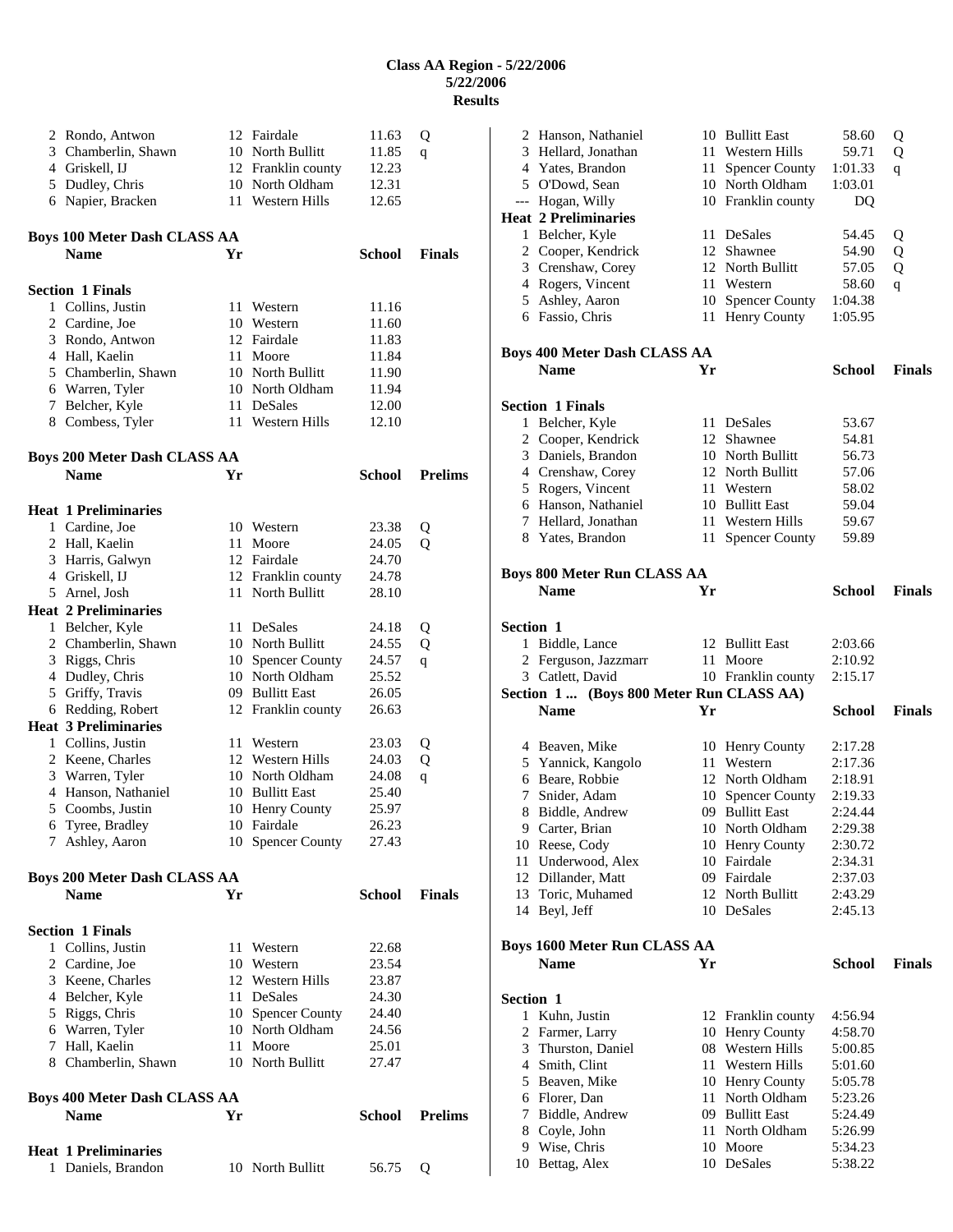# Class AA Region - 5/22/2006
## 5/22/2006
## Results

| | Name | Yr | School | | |
|---|---|---|---|---|---|
| 2 | Rondo, Antwon | 12 | Fairdale | 11.63 | Q |
| 3 | Chamberlin, Shawn | 10 | North Bullitt | 11.85 | q |
| 4 | Griskell, IJ | 12 | Franklin county | 12.23 | |
| 5 | Dudley, Chris | 10 | North Oldham | 12.31 | |
| 6 | Napier, Bracken | 11 | Western Hills | 12.65 | |

### Boys 100 Meter Dash CLASS AA

**Section 1 Finals**

| | Name | Yr | School | Finals |
|---|---|---|---|---|
| 1 | Collins, Justin | 11 | Western | 11.16 |
| 2 | Cardine, Joe | 10 | Western | 11.60 |
| 3 | Rondo, Antwon | 12 | Fairdale | 11.83 |
| 4 | Hall, Kaelin | 11 | Moore | 11.84 |
| 5 | Chamberlin, Shawn | 10 | North Bullitt | 11.90 |
| 6 | Warren, Tyler | 10 | North Oldham | 11.94 |
| 7 | Belcher, Kyle | 11 | DeSales | 12.00 |
| 8 | Combess, Tyler | 11 | Western Hills | 12.10 |

### Boys 200 Meter Dash CLASS AA

| | Name | Yr | School | Prelims | |
|---|---|---|---|---|---|
| **Heat 1 Preliminaries** | | | | | |
| 1 | Cardine, Joe | 10 | Western | 23.38 | Q |
| 2 | Hall, Kaelin | 11 | Moore | 24.05 | Q |
| 3 | Harris, Galwyn | 12 | Fairdale | 24.70 | |
| 4 | Griskell, IJ | 12 | Franklin county | 24.78 | |
| 5 | Arnel, Josh | 11 | North Bullitt | 28.10 | |
| **Heat 2 Preliminaries** | | | | | |
| 1 | Belcher, Kyle | 11 | DeSales | 24.18 | Q |
| 2 | Chamberlin, Shawn | 10 | North Bullitt | 24.55 | Q |
| 3 | Riggs, Chris | 10 | Spencer County | 24.57 | q |
| 4 | Dudley, Chris | 10 | North Oldham | 25.52 | |
| 5 | Griffy, Travis | 09 | Bullitt East | 26.05 | |
| 6 | Redding, Robert | 12 | Franklin county | 26.63 | |
| **Heat 3 Preliminaries** | | | | | |
| 1 | Collins, Justin | 11 | Western | 23.03 | Q |
| 2 | Keene, Charles | 12 | Western Hills | 24.03 | Q |
| 3 | Warren, Tyler | 10 | North Oldham | 24.08 | q |
| 4 | Hanson, Nathaniel | 10 | Bullitt East | 25.40 | |
| 5 | Coombs, Justin | 10 | Henry County | 25.97 | |
| 6 | Tyree, Bradley | 10 | Fairdale | 26.23 | |
| 7 | Ashley, Aaron | 10 | Spencer County | 27.43 | |

### Boys 200 Meter Dash CLASS AA

**Section 1 Finals**

| | Name | Yr | School | Finals |
|---|---|---|---|---|
| 1 | Collins, Justin | 11 | Western | 22.68 |
| 2 | Cardine, Joe | 10 | Western | 23.54 |
| 3 | Keene, Charles | 12 | Western Hills | 23.87 |
| 4 | Belcher, Kyle | 11 | DeSales | 24.30 |
| 5 | Riggs, Chris | 10 | Spencer County | 24.40 |
| 6 | Warren, Tyler | 10 | North Oldham | 24.56 |
| 7 | Hall, Kaelin | 11 | Moore | 25.01 |
| 8 | Chamberlin, Shawn | 10 | North Bullitt | 27.47 |

### Boys 400 Meter Dash CLASS AA

| | Name | Yr | School | Prelims | |
|---|---|---|---|---|---|
| **Heat 1 Preliminaries** | | | | | |
| 1 | Daniels, Brandon | 10 | North Bullitt | 56.75 | Q |
| 2 | Hanson, Nathaniel | 10 | Bullitt East | 58.60 | Q |
| 3 | Hellard, Jonathan | 11 | Western Hills | 59.71 | Q |
| 4 | Yates, Brandon | 11 | Spencer County | 1:01.33 | q |
| 5 | O'Dowd, Sean | 10 | North Oldham | 1:03.01 | |
| --- | Hogan, Willy | 10 | Franklin county | DQ | |
| **Heat 2 Preliminaries** | | | | | |
| 1 | Belcher, Kyle | 11 | DeSales | 54.45 | Q |
| 2 | Cooper, Kendrick | 12 | Shawnee | 54.90 | Q |
| 3 | Crenshaw, Corey | 12 | North Bullitt | 57.05 | Q |
| 4 | Rogers, Vincent | 11 | Western | 58.60 | q |
| 5 | Ashley, Aaron | 10 | Spencer County | 1:04.38 | |
| 6 | Fassio, Chris | 11 | Henry County | 1:05.95 | |

### Boys 400 Meter Dash CLASS AA

**Section 1 Finals**

| | Name | Yr | School | Finals |
|---|---|---|---|---|
| 1 | Belcher, Kyle | 11 | DeSales | 53.67 |
| 2 | Cooper, Kendrick | 12 | Shawnee | 54.81 |
| 3 | Daniels, Brandon | 10 | North Bullitt | 56.73 |
| 4 | Crenshaw, Corey | 12 | North Bullitt | 57.06 |
| 5 | Rogers, Vincent | 11 | Western | 58.02 |
| 6 | Hanson, Nathaniel | 10 | Bullitt East | 59.04 |
| 7 | Hellard, Jonathan | 11 | Western Hills | 59.67 |
| 8 | Yates, Brandon | 11 | Spencer County | 59.89 |

### Boys 800 Meter Run CLASS AA

**Section 1**

| | Name | Yr | School | Finals |
|---|---|---|---|---|
| 1 | Biddle, Lance | 12 | Bullitt East | 2:03.66 |
| 2 | Ferguson, Jazzmarr | 11 | Moore | 2:10.92 |
| 3 | Catlett, David | 10 | Franklin county | 2:15.17 |
| 4 | Beaven, Mike | 10 | Henry County | 2:17.28 |
| 5 | Yannick, Kangolo | 11 | Western | 2:17.36 |
| 6 | Beare, Robbie | 12 | North Oldham | 2:18.91 |
| 7 | Snider, Adam | 10 | Spencer County | 2:19.33 |
| 8 | Biddle, Andrew | 09 | Bullitt East | 2:24.44 |
| 9 | Carter, Brian | 10 | North Oldham | 2:29.38 |
| 10 | Reese, Cody | 10 | Henry County | 2:30.72 |
| 11 | Underwood, Alex | 10 | Fairdale | 2:34.31 |
| 12 | Dillander, Matt | 09 | Fairdale | 2:37.03 |
| 13 | Toric, Muhamed | 12 | North Bullitt | 2:43.29 |
| 14 | Beyl, Jeff | 10 | DeSales | 2:45.13 |

### Boys 1600 Meter Run CLASS AA

**Section 1**

| | Name | Yr | School | Finals |
|---|---|---|---|---|
| 1 | Kuhn, Justin | 12 | Franklin county | 4:56.94 |
| 2 | Farmer, Larry | 10 | Henry County | 4:58.70 |
| 3 | Thurston, Daniel | 08 | Western Hills | 5:00.85 |
| 4 | Smith, Clint | 11 | Western Hills | 5:01.60 |
| 5 | Beaven, Mike | 10 | Henry County | 5:05.78 |
| 6 | Florer, Dan | 11 | North Oldham | 5:23.26 |
| 7 | Biddle, Andrew | 09 | Bullitt East | 5:24.49 |
| 8 | Coyle, John | 11 | North Oldham | 5:26.99 |
| 9 | Wise, Chris | 10 | Moore | 5:34.23 |
| 10 | Bettag, Alex | 10 | DeSales | 5:38.22 |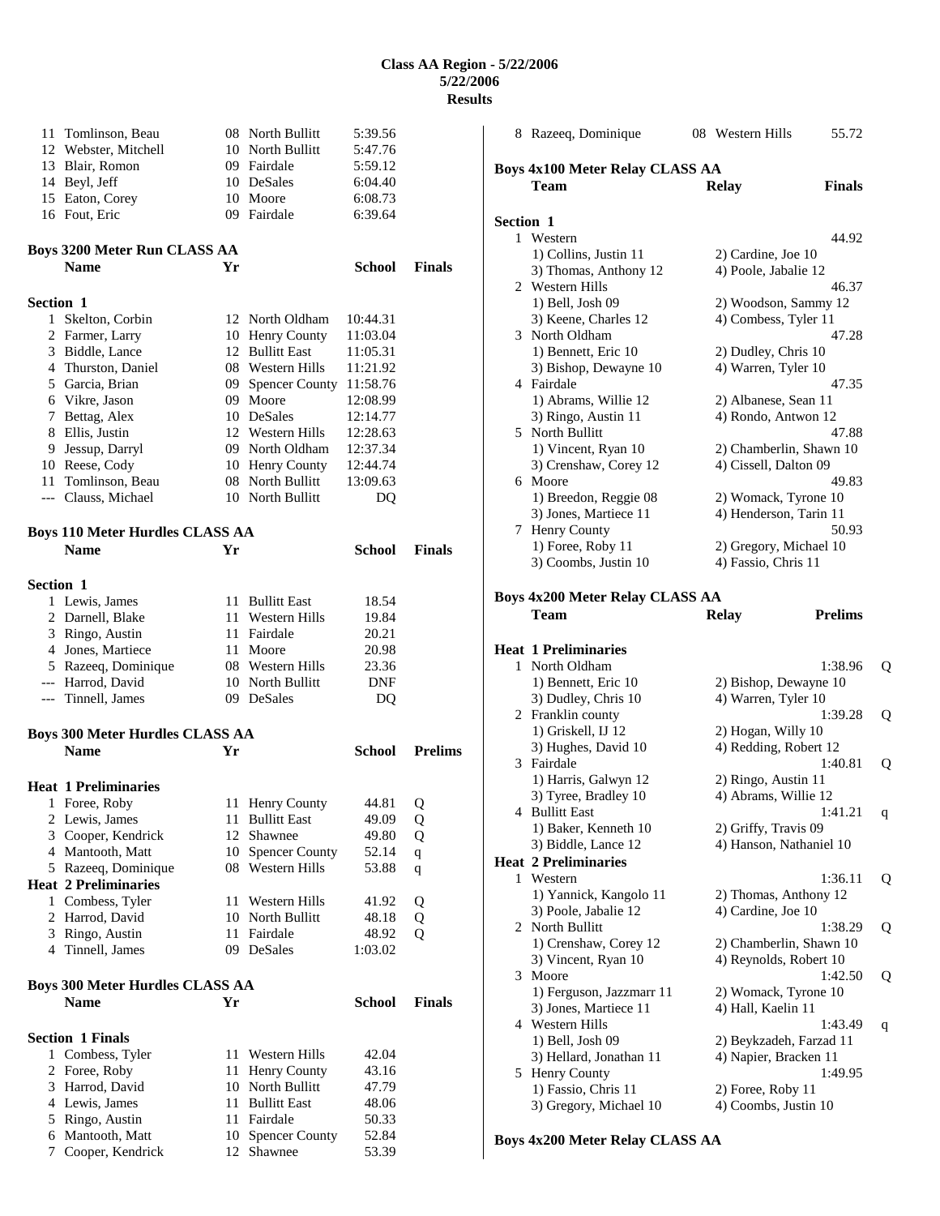# Class AA Region - 5/22/2006
## 5/22/2006
## Results

| | Name | Yr | School | Finals |
|---|---|---|---|---|
| 11 | Tomlinson, Beau | 08 | North Bullitt | 5:39.56 |
| 12 | Webster, Mitchell | 10 | North Bullitt | 5:47.76 |
| 13 | Blair, Romon | 09 | Fairdale | 5:59.12 |
| 14 | Beyl, Jeff | 10 | DeSales | 6:04.40 |
| 15 | Eaton, Corey | 10 | Moore | 6:08.73 |
| 16 | Fout, Eric | 09 | Fairdale | 6:39.64 |

### Boys 3200 Meter Run CLASS AA

**Section 1**

| | Name | Yr | School | Finals |
|---|---|---|---|---|
| 1 | Skelton, Corbin | 12 | North Oldham | 10:44.31 |
| 2 | Farmer, Larry | 10 | Henry County | 11:03.04 |
| 3 | Biddle, Lance | 12 | Bullitt East | 11:05.31 |
| 4 | Thurston, Daniel | 08 | Western Hills | 11:21.92 |
| 5 | Garcia, Brian | 09 | Spencer County | 11:58.76 |
| 6 | Vikre, Jason | 09 | Moore | 12:08.99 |
| 7 | Bettag, Alex | 10 | DeSales | 12:14.77 |
| 8 | Ellis, Justin | 12 | Western Hills | 12:28.63 |
| 9 | Jessup, Darryl | 09 | North Oldham | 12:37.34 |
| 10 | Reese, Cody | 10 | Henry County | 12:44.74 |
| 11 | Tomlinson, Beau | 08 | North Bullitt | 13:09.63 |
| --- | Clauss, Michael | 10 | North Bullitt | DQ |

### Boys 110 Meter Hurdles CLASS AA

**Section 1**

| | Name | Yr | School | Finals |
|---|---|---|---|---|
| 1 | Lewis, James | 11 | Bullitt East | 18.54 |
| 2 | Darnell, Blake | 11 | Western Hills | 19.84 |
| 3 | Ringo, Austin | 11 | Fairdale | 20.21 |
| 4 | Jones, Martiece | 11 | Moore | 20.98 |
| 5 | Razeeq, Dominique | 08 | Western Hills | 23.36 |
| --- | Harrod, David | 10 | North Bullitt | DNF |
| --- | Tinnell, James | 09 | DeSales | DQ |

### Boys 300 Meter Hurdles CLASS AA

| | Name | Yr | School | Prelims | |
|---|---|---|---|---|---|
| **Heat 1 Preliminaries** | | | | | |
| 1 | Foree, Roby | 11 | Henry County | 44.81 | Q |
| 2 | Lewis, James | 11 | Bullitt East | 49.09 | Q |
| 3 | Cooper, Kendrick | 12 | Shawnee | 49.80 | Q |
| 4 | Mantooth, Matt | 10 | Spencer County | 52.14 | q |
| 5 | Razeeq, Dominique | 08 | Western Hills | 53.88 | q |
| **Heat 2 Preliminaries** | | | | | |
| 1 | Combess, Tyler | 11 | Western Hills | 41.92 | Q |
| 2 | Harrod, David | 10 | North Bullitt | 48.18 | Q |
| 3 | Ringo, Austin | 11 | Fairdale | 48.92 | Q |
| 4 | Tinnell, James | 09 | DeSales | 1:03.02 | |

### Boys 300 Meter Hurdles CLASS AA

**Section 1 Finals**

| | Name | Yr | School | Finals |
|---|---|---|---|---|
| 1 | Combess, Tyler | 11 | Western Hills | 42.04 |
| 2 | Foree, Roby | 11 | Henry County | 43.16 |
| 3 | Harrod, David | 10 | North Bullitt | 47.79 |
| 4 | Lewis, James | 11 | Bullitt East | 48.06 |
| 5 | Ringo, Austin | 11 | Fairdale | 50.33 |
| 6 | Mantooth, Matt | 10 | Spencer County | 52.84 |
| 7 | Cooper, Kendrick | 12 | Shawnee | 53.39 |
| 8 | Razeeq, Dominique | 08 | Western Hills | 55.72 |

### Boys 4x100 Meter Relay CLASS AA

**Section 1**

| | Team | Relay | Finals |
|---|---|---|---|
| 1 | Western | | 44.92 |
| | 1) Collins, Justin 11 | 2) Cardine, Joe 10 | |
| | 3) Thomas, Anthony 12 | 4) Poole, Jabalie 12 | |
| 2 | Western Hills | | 46.37 |
| | 1) Bell, Josh 09 | 2) Woodson, Sammy 12 | |
| | 3) Keene, Charles 12 | 4) Combess, Tyler 11 | |
| 3 | North Oldham | | 47.28 |
| | 1) Bennett, Eric 10 | 2) Dudley, Chris 10 | |
| | 3) Bishop, Dewayne 10 | 4) Warren, Tyler 10 | |
| 4 | Fairdale | | 47.35 |
| | 1) Abrams, Willie 12 | 2) Albanese, Sean 11 | |
| | 3) Ringo, Austin 11 | 4) Rondo, Antwon 12 | |
| 5 | North Bullitt | | 47.88 |
| | 1) Vincent, Ryan 10 | 2) Chamberlin, Shawn 10 | |
| | 3) Crenshaw, Corey 12 | 4) Cissell, Dalton 09 | |
| 6 | Moore | | 49.83 |
| | 1) Breedon, Reggie 08 | 2) Womack, Tyrone 10 | |
| | 3) Jones, Martiece 11 | 4) Henderson, Tarin 11 | |
| 7 | Henry County | | 50.93 |
| | 1) Foree, Roby 11 | 2) Gregory, Michael 10 | |
| | 3) Coombs, Justin 10 | 4) Fassio, Chris 11 | |

### Boys 4x200 Meter Relay CLASS AA

| | Team | Relay | Prelims | |
|---|---|---|---|---|
| **Heat 1 Preliminaries** | | | | |
| 1 | North Oldham | | 1:38.96 | Q |
| | 1) Bennett, Eric 10 | 2) Bishop, Dewayne 10 | | |
| | 3) Dudley, Chris 10 | 4) Warren, Tyler 10 | | |
| 2 | Franklin county | | 1:39.28 | Q |
| | 1) Griskell, IJ 12 | 2) Hogan, Willy 10 | | |
| | 3) Hughes, David 10 | 4) Redding, Robert 12 | | |
| 3 | Fairdale | | 1:40.81 | Q |
| | 1) Harris, Galwyn 12 | 2) Ringo, Austin 11 | | |
| | 3) Tyree, Bradley 10 | 4) Abrams, Willie 12 | | |
| 4 | Bullitt East | | 1:41.21 | q |
| | 1) Baker, Kenneth 10 | 2) Griffy, Travis 09 | | |
| | 3) Biddle, Lance 12 | 4) Hanson, Nathaniel 10 | | |
| **Heat 2 Preliminaries** | | | | |
| 1 | Western | | 1:36.11 | Q |
| | 1) Yannick, Kangolo 11 | 2) Thomas, Anthony 12 | | |
| | 3) Poole, Jabalie 12 | 4) Cardine, Joe 10 | | |
| 2 | North Bullitt | | 1:38.29 | Q |
| | 1) Crenshaw, Corey 12 | 2) Chamberlin, Shawn 10 | | |
| | 3) Vincent, Ryan 10 | 4) Reynolds, Robert 10 | | |
| 3 | Moore | | 1:42.50 | Q |
| | 1) Ferguson, Jazzmarr 11 | 2) Womack, Tyrone 10 | | |
| | 3) Jones, Martiece 11 | 4) Hall, Kaelin 11 | | |
| 4 | Western Hills | | 1:43.49 | q |
| | 1) Bell, Josh 09 | 2) Beykzadeh, Farzad 11 | | |
| | 3) Hellard, Jonathan 11 | 4) Napier, Bracken 11 | | |
| 5 | Henry County | | 1:49.95 | |
| | 1) Fassio, Chris 11 | 2) Foree, Roby 11 | | |
| | 3) Gregory, Michael 10 | 4) Coombs, Justin 10 | | |

### Boys 4x200 Meter Relay CLASS AA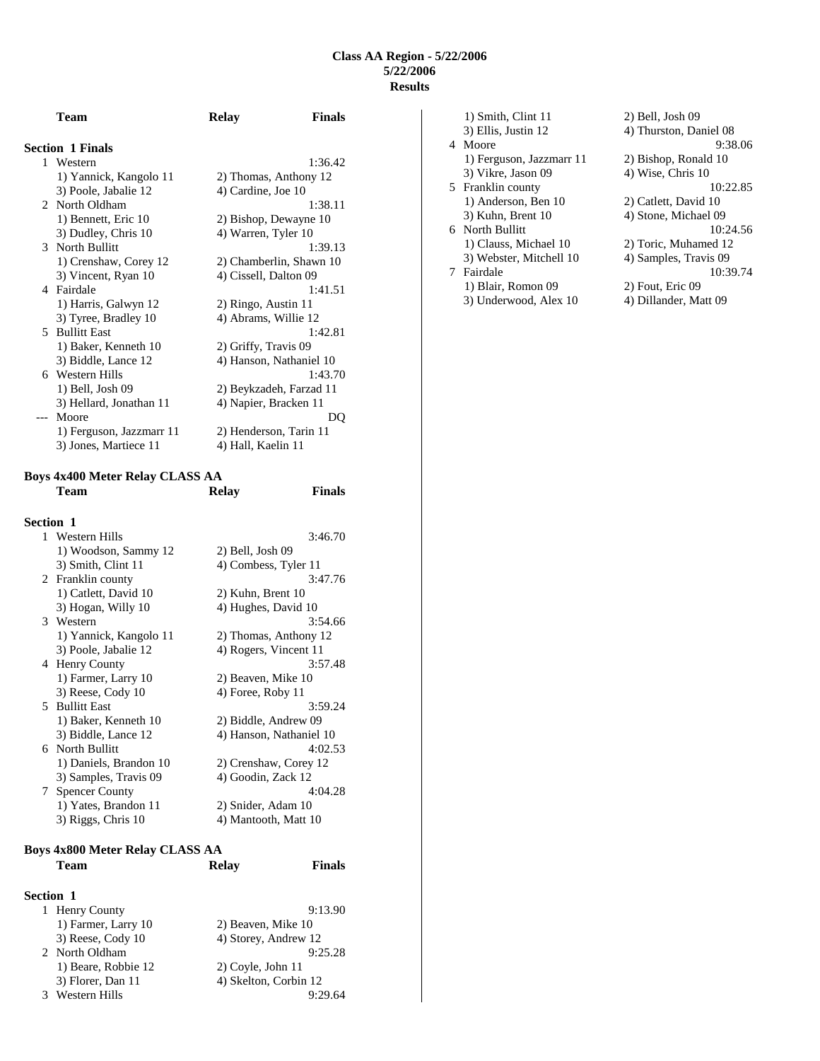# Class AA Region - 5/22/2006
## 5/22/2006
## Results

| | Team | Relay | Finals |
|---|---|---|---|
| **Section 1 Finals** | | | |
| 1 | Western | | 1:36.42 |
| | 1) Yannick, Kangolo 11 | 2) Thomas, Anthony 12 | |
| | 3) Poole, Jabalie 12 | 4) Cardine, Joe 10 | |
| 2 | North Oldham | | 1:38.11 |
| | 1) Bennett, Eric 10 | 2) Bishop, Dewayne 10 | |
| | 3) Dudley, Chris 10 | 4) Warren, Tyler 10 | |
| 3 | North Bullitt | | 1:39.13 |
| | 1) Crenshaw, Corey 12 | 2) Chamberlin, Shawn 10 | |
| | 3) Vincent, Ryan 10 | 4) Cissell, Dalton 09 | |
| 4 | Fairdale | | 1:41.51 |
| | 1) Harris, Galwyn 12 | 2) Ringo, Austin 11 | |
| | 3) Tyree, Bradley 10 | 4) Abrams, Willie 12 | |
| 5 | Bullitt East | | 1:42.81 |
| | 1) Baker, Kenneth 10 | 2) Griffy, Travis 09 | |
| | 3) Biddle, Lance 12 | 4) Hanson, Nathaniel 10 | |
| 6 | Western Hills | | 1:43.70 |
| | 1) Bell, Josh 09 | 2) Beykzadeh, Farzad 11 | |
| | 3) Hellard, Jonathan 11 | 4) Napier, Bracken 11 | |
| --- | Moore | | DQ |
| | 1) Ferguson, Jazzmarr 11 | 2) Henderson, Tarin 11 | |
| | 3) Jones, Martiece 11 | 4) Hall, Kaelin 11 | |

**Boys 4x400 Meter Relay CLASS AA**

| | Team | Relay | Finals |
|---|---|---|---|
| **Section 1** | | | |
| 1 | Western Hills | | 3:46.70 |
| | 1) Woodson, Sammy 12 | 2) Bell, Josh 09 | |
| | 3) Smith, Clint 11 | 4) Combess, Tyler 11 | |
| 2 | Franklin county | | 3:47.76 |
| | 1) Catlett, David 10 | 2) Kuhn, Brent 10 | |
| | 3) Hogan, Willy 10 | 4) Hughes, David 10 | |
| 3 | Western | | 3:54.66 |
| | 1) Yannick, Kangolo 11 | 2) Thomas, Anthony 12 | |
| | 3) Poole, Jabalie 12 | 4) Rogers, Vincent 11 | |
| 4 | Henry County | | 3:57.48 |
| | 1) Farmer, Larry 10 | 2) Beaven, Mike 10 | |
| | 3) Reese, Cody 10 | 4) Foree, Roby 11 | |
| 5 | Bullitt East | | 3:59.24 |
| | 1) Baker, Kenneth 10 | 2) Biddle, Andrew 09 | |
| | 3) Biddle, Lance 12 | 4) Hanson, Nathaniel 10 | |
| 6 | North Bullitt | | 4:02.53 |
| | 1) Daniels, Brandon 10 | 2) Crenshaw, Corey 12 | |
| | 3) Samples, Travis 09 | 4) Goodin, Zack 12 | |
| 7 | Spencer County | | 4:04.28 |
| | 1) Yates, Brandon 11 | 2) Snider, Adam 10 | |
| | 3) Riggs, Chris 10 | 4) Mantooth, Matt 10 | |

**Boys 4x800 Meter Relay CLASS AA**

| | Team | Relay | Finals |
|---|---|---|---|
| **Section 1** | | | |
| 1 | Henry County | | 9:13.90 |
| | 1) Farmer, Larry 10 | 2) Beaven, Mike 10 | |
| | 3) Reese, Cody 10 | 4) Storey, Andrew 12 | |
| 2 | North Oldham | | 9:25.28 |
| | 1) Beare, Robbie 12 | 2) Coyle, John 11 | |
| | 3) Florer, Dan 11 | 4) Skelton, Corbin 12 | |
| 3 | Western Hills | | 9:29.64 |
| | 1) Smith, Clint 11 | 2) Bell, Josh 09 | |
| | 3) Ellis, Justin 12 | 4) Thurston, Daniel 08 | |
| 4 | Moore | | 9:38.06 |
| | 1) Ferguson, Jazzmarr 11 | 2) Bishop, Ronald 10 | |
| | 3) Vikre, Jason 09 | 4) Wise, Chris 10 | |
| 5 | Franklin county | | 10:22.85 |
| | 1) Anderson, Ben 10 | 2) Catlett, David 10 | |
| | 3) Kuhn, Brent 10 | 4) Stone, Michael 09 | |
| 6 | North Bullitt | | 10:24.56 |
| | 1) Clauss, Michael 10 | 2) Toric, Muhamed 12 | |
| | 3) Webster, Mitchell 10 | 4) Samples, Travis 09 | |
| 7 | Fairdale | | 10:39.74 |
| | 1) Blair, Romon 09 | 2) Fout, Eric 09 | |
| | 3) Underwood, Alex 10 | 4) Dillander, Matt 09 | |